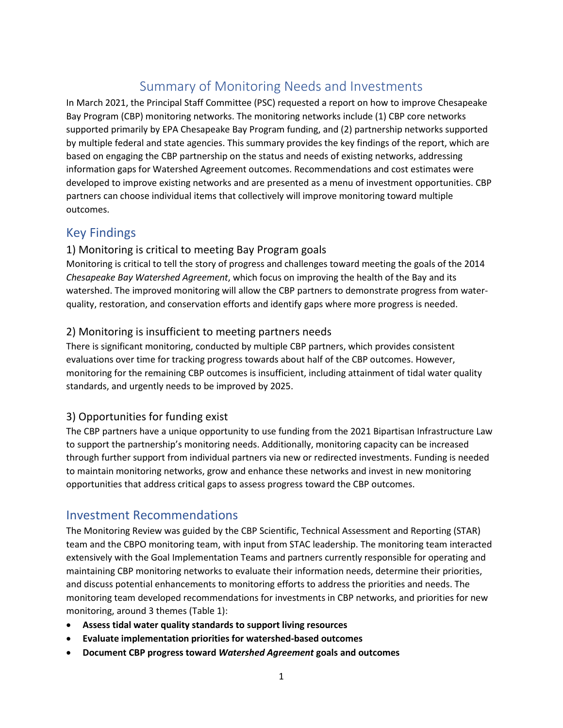# Summary of Monitoring Needs and Investments

In March 2021, the Principal Staff Committee (PSC) requested a report on how to improve Chesapeake Bay Program (CBP) monitoring networks. The monitoring networks include (1) CBP core networks supported primarily by EPA Chesapeake Bay Program funding, and (2) partnership networks supported by multiple federal and state agencies. This summary provides the key findings of the report, which are based on engaging the CBP partnership on the status and needs of existing networks, addressing information gaps for Watershed Agreement outcomes. Recommendations and cost estimates were developed to improve existing networks and are presented as a menu of investment opportunities. CBP partners can choose individual items that collectively will improve monitoring toward multiple outcomes.

## Key Findings

### 1) Monitoring is critical to meeting Bay Program goals

Monitoring is critical to tell the story of progress and challenges toward meeting the goals of the 2014 *Chesapeake Bay Watershed Agreement*, which focus on improving the health of the Bay and its watershed. The improved monitoring will allow the CBP partners to demonstrate progress from water-quality, restoration, and conservation efforts and identify gaps where more progress is needed.

### 2) Monitoring is insufficient to meeting partners needs

There is significant monitoring, conducted by multiple CBP partners, which provides consistent evaluations over time for tracking progress towards about half of the CBP outcomes. However, monitoring for the remaining CBP outcomes is insufficient, including attainment of tidal water quality standards, and urgently needs to be improved by 2025.

### 3) Opportunities for funding exist

The CBP partners have a unique opportunity to use funding from the 2021 Bipartisan Infrastructure Law to support the partnership's monitoring needs. Additionally, monitoring capacity can be increased through further support from individual partners via new or redirected investments. Funding is needed to maintain monitoring networks, grow and enhance these networks and invest in new monitoring opportunities that address critical gaps to assess progress toward the CBP outcomes.

## Investment Recommendations

The Monitoring Review was guided by the CBP Scientific, Technical Assessment and Reporting (STAR) team and the CBPO monitoring team, with input from STAC leadership. The monitoring team interacted extensively with the Goal Implementation Teams and partners currently responsible for operating and maintaining CBP monitoring networks to evaluate their information needs, determine their priorities, and discuss potential enhancements to monitoring efforts to address the priorities and needs. The monitoring team developed recommendations for investments in CBP networks, and priorities for new monitoring, around 3 themes (Table 1):

- **Assess tidal water quality standards to support living resources**
- **Evaluate implementation priorities for watershed-based outcomes**
- **Document CBP progress toward *Watershed Agreement* goals and outcomes**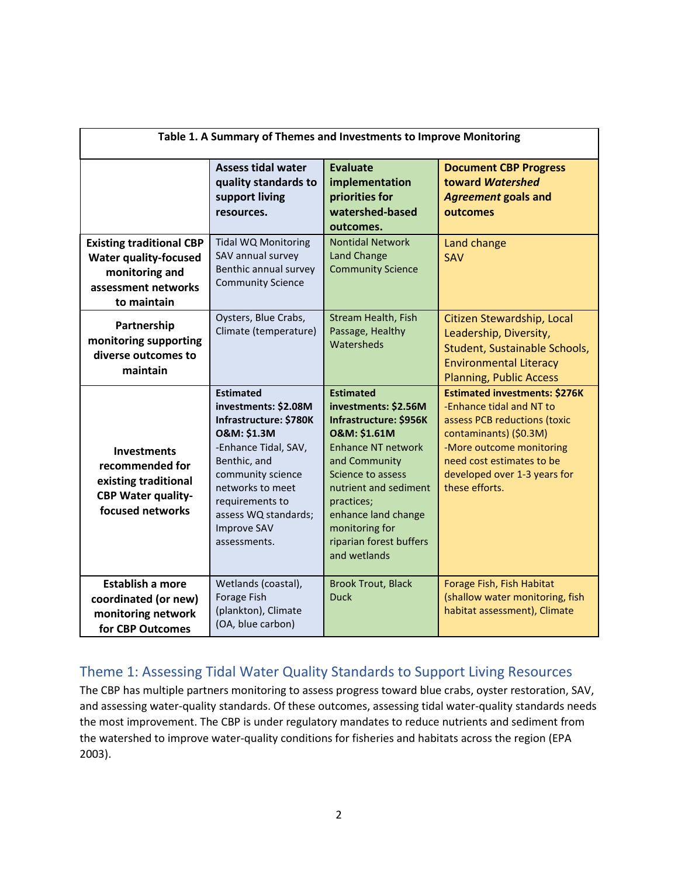**Table 1. A Summary of Themes and Investments to Improve Monitoring**

| | **Assess tidal water quality standards to support living resources.** | **Evaluate implementation priorities for watershed-based outcomes.** | **Document CBP Progress toward *Watershed Agreement* goals and outcomes** |
|---|---|---|---|
| **Existing traditional CBP Water quality-focused monitoring and assessment networks to maintain** | Tidal WQ Monitoring<br>SAV annual survey<br>Benthic annual survey<br>Community Science | Nontidal Network<br>Land Change<br>Community Science | Land change<br>SAV |
| **Partnership monitoring supporting diverse outcomes to maintain** | Oysters, Blue Crabs, Climate (temperature) | Stream Health, Fish Passage, Healthy Watersheds | Citizen Stewardship, Local Leadership, Diversity, Student, Sustainable Schools, Environmental Literacy Planning, Public Access |
| **Investments recommended for existing traditional CBP Water quality-focused networks** | **Estimated investments: \$2.08M**<br>**Infrastructure: \$780K**<br>**O&M: \$1.3M**<br>-Enhance Tidal, SAV, Benthic, and community science networks to meet requirements to assess WQ standards; Improve SAV assessments. | **Estimated investments: \$2.56M**<br>**Infrastructure: \$956K**<br>**O&M: \$1.61M**<br>Enhance NT network and Community Science to assess nutrient and sediment practices;<br>enhance land change monitoring for riparian forest buffers and wetlands | **Estimated investments: \$276K**<br>-Enhance tidal and NT to assess PCB reductions (toxic contaminants) (\$0.3M)<br>-More outcome monitoring need cost estimates to be developed over 1-3 years for these efforts. |
| **Establish a more coordinated (or new) monitoring network for CBP Outcomes** | Wetlands (coastal), Forage Fish (plankton), Climate (OA, blue carbon) | Brook Trout, Black Duck | Forage Fish, Fish Habitat (shallow water monitoring, fish habitat assessment), Climate |

## Theme 1: Assessing Tidal Water Quality Standards to Support Living Resources

The CBP has multiple partners monitoring to assess progress toward blue crabs, oyster restoration, SAV, and assessing water-quality standards. Of these outcomes, assessing tidal water-quality standards needs the most improvement. The CBP is under regulatory mandates to reduce nutrients and sediment from the watershed to improve water-quality conditions for fisheries and habitats across the region (EPA 2003).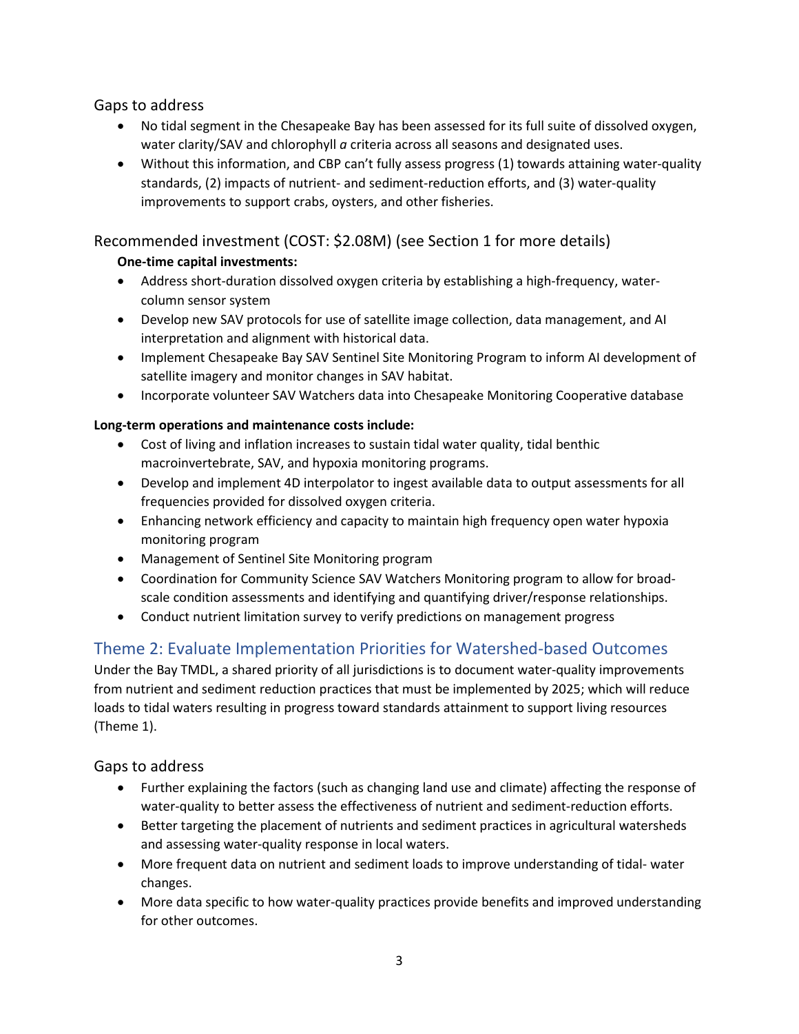### Gaps to address

- No tidal segment in the Chesapeake Bay has been assessed for its full suite of dissolved oxygen, water clarity/SAV and chlorophyll *a* criteria across all seasons and designated uses.
- Without this information, and CBP can't fully assess progress (1) towards attaining water-quality standards, (2) impacts of nutrient- and sediment-reduction efforts, and (3) water-quality improvements to support crabs, oysters, and other fisheries.

### Recommended investment (COST: $2.08M) (see Section 1 for more details)

**One-time capital investments:**

- Address short-duration dissolved oxygen criteria by establishing a high-frequency, water-column sensor system
- Develop new SAV protocols for use of satellite image collection, data management, and AI interpretation and alignment with historical data.
- Implement Chesapeake Bay SAV Sentinel Site Monitoring Program to inform AI development of satellite imagery and monitor changes in SAV habitat.
- Incorporate volunteer SAV Watchers data into Chesapeake Monitoring Cooperative database

**Long-term operations and maintenance costs include:**

- Cost of living and inflation increases to sustain tidal water quality, tidal benthic macroinvertebrate, SAV, and hypoxia monitoring programs.
- Develop and implement 4D interpolator to ingest available data to output assessments for all frequencies provided for dissolved oxygen criteria.
- Enhancing network efficiency and capacity to maintain high frequency open water hypoxia monitoring program
- Management of Sentinel Site Monitoring program
- Coordination for Community Science SAV Watchers Monitoring program to allow for broad-scale condition assessments and identifying and quantifying driver/response relationships.
- Conduct nutrient limitation survey to verify predictions on management progress

## Theme 2: Evaluate Implementation Priorities for Watershed-based Outcomes

Under the Bay TMDL, a shared priority of all jurisdictions is to document water-quality improvements from nutrient and sediment reduction practices that must be implemented by 2025; which will reduce loads to tidal waters resulting in progress toward standards attainment to support living resources (Theme 1).

### Gaps to address

- Further explaining the factors (such as changing land use and climate) affecting the response of water-quality to better assess the effectiveness of nutrient and sediment-reduction efforts.
- Better targeting the placement of nutrients and sediment practices in agricultural watersheds and assessing water-quality response in local waters.
- More frequent data on nutrient and sediment loads to improve understanding of tidal- water changes.
- More data specific to how water-quality practices provide benefits and improved understanding for other outcomes.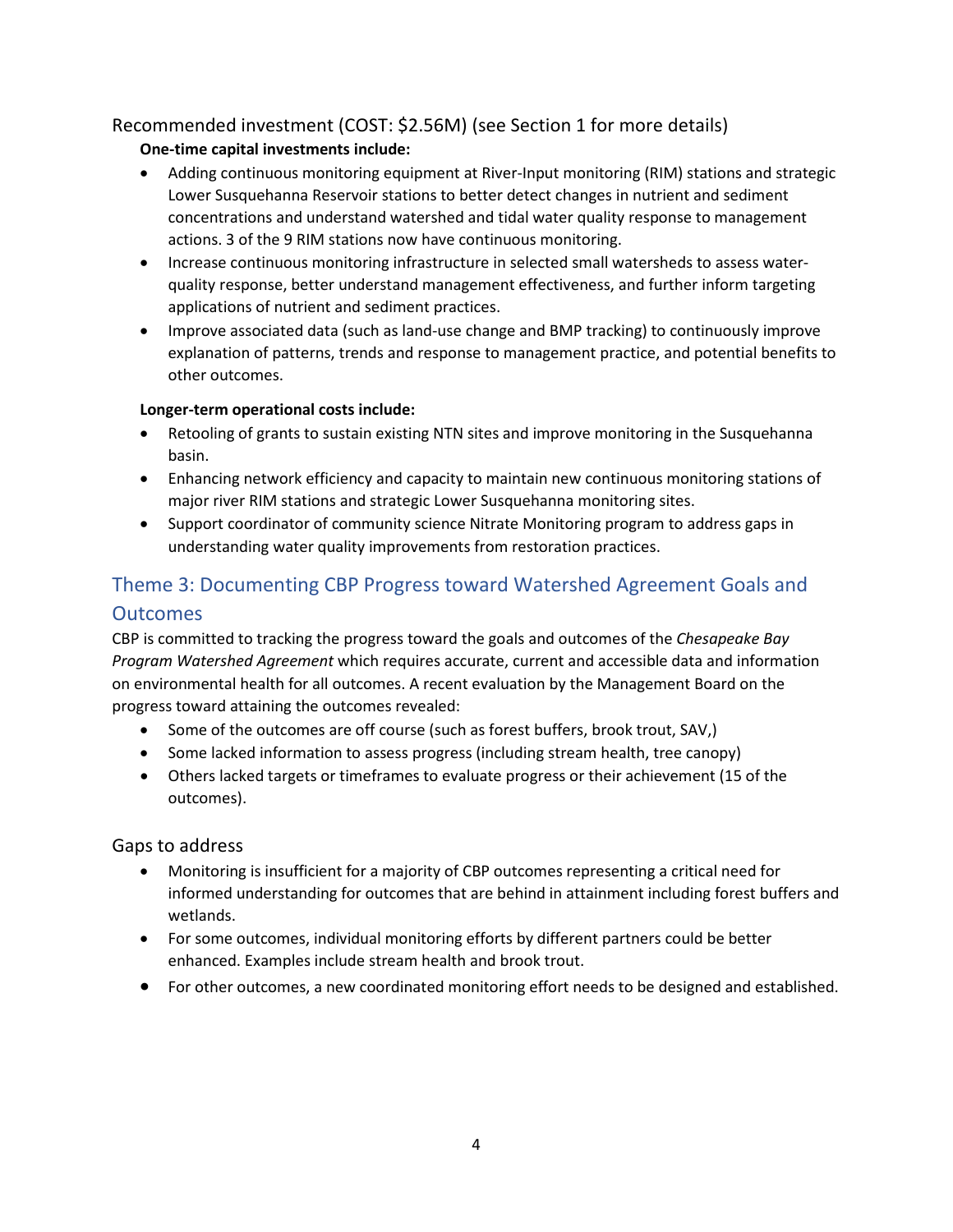### Recommended investment (COST: $2.56M) (see Section 1 for more details)

**One-time capital investments include:**

- Adding continuous monitoring equipment at River-Input monitoring (RIM) stations and strategic Lower Susquehanna Reservoir stations to better detect changes in nutrient and sediment concentrations and understand watershed and tidal water quality response to management actions. 3 of the 9 RIM stations now have continuous monitoring.
- Increase continuous monitoring infrastructure in selected small watersheds to assess water-quality response, better understand management effectiveness, and further inform targeting applications of nutrient and sediment practices.
- Improve associated data (such as land-use change and BMP tracking) to continuously improve explanation of patterns, trends and response to management practice, and potential benefits to other outcomes.

**Longer-term operational costs include:**

- Retooling of grants to sustain existing NTN sites and improve monitoring in the Susquehanna basin.
- Enhancing network efficiency and capacity to maintain new continuous monitoring stations of major river RIM stations and strategic Lower Susquehanna monitoring sites.
- Support coordinator of community science Nitrate Monitoring program to address gaps in understanding water quality improvements from restoration practices.

## Theme 3: Documenting CBP Progress toward Watershed Agreement Goals and Outcomes

CBP is committed to tracking the progress toward the goals and outcomes of the *Chesapeake Bay Program Watershed Agreement* which requires accurate, current and accessible data and information on environmental health for all outcomes. A recent evaluation by the Management Board on the progress toward attaining the outcomes revealed:

- Some of the outcomes are off course (such as forest buffers, brook trout, SAV,)
- Some lacked information to assess progress (including stream health, tree canopy)
- Others lacked targets or timeframes to evaluate progress or their achievement (15 of the outcomes).

### Gaps to address

- Monitoring is insufficient for a majority of CBP outcomes representing a critical need for informed understanding for outcomes that are behind in attainment including forest buffers and wetlands.
- For some outcomes, individual monitoring efforts by different partners could be better enhanced. Examples include stream health and brook trout.
- For other outcomes, a new coordinated monitoring effort needs to be designed and established.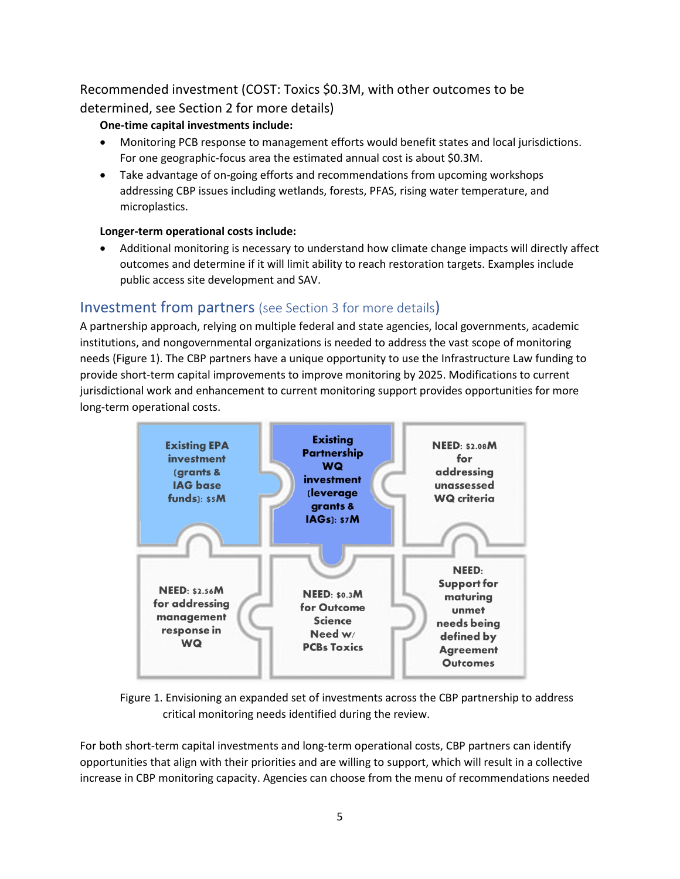Recommended investment (COST: Toxics \$0.3M, with other outcomes to be determined, see Section 2 for more details)

**One-time capital investments include:**

- Monitoring PCB response to management efforts would benefit states and local jurisdictions. For one geographic-focus area the estimated annual cost is about \$0.3M.
- Take advantage of on-going efforts and recommendations from upcoming workshops addressing CBP issues including wetlands, forests, PFAS, rising water temperature, and microplastics.

**Longer-term operational costs include:**

- Additional monitoring is necessary to understand how climate change impacts will directly affect outcomes and determine if it will limit ability to reach restoration targets. Examples include public access site development and SAV.

## Investment from partners (see Section 3 for more details)

A partnership approach, relying on multiple federal and state agencies, local governments, academic institutions, and nongovernmental organizations is needed to address the vast scope of monitoring needs (Figure 1). The CBP partners have a unique opportunity to use the Infrastructure Law funding to provide short-term capital improvements to improve monitoring by 2025. Modifications to current jurisdictional work and enhancement to current monitoring support provides opportunities for more long-term operational costs.

| Existing EPA investment (grants & IAG base funds): \$5M | Existing Partnership WQ investment (leverage grants & IAGs): \$7M | NEED: \$2.08M for addressing unassessed WQ criteria |
|---|---|---|
| NEED: \$2.56M for addressing management response in WQ | NEED: \$0.3M for Outcome Science Need w/ PCBs Toxics | NEED: Support for maturing unmet needs being defined by Agreement Outcomes |

Figure 1. Envisioning an expanded set of investments across the CBP partnership to address critical monitoring needs identified during the review.

For both short-term capital investments and long-term operational costs, CBP partners can identify opportunities that align with their priorities and are willing to support, which will result in a collective increase in CBP monitoring capacity. Agencies can choose from the menu of recommendations needed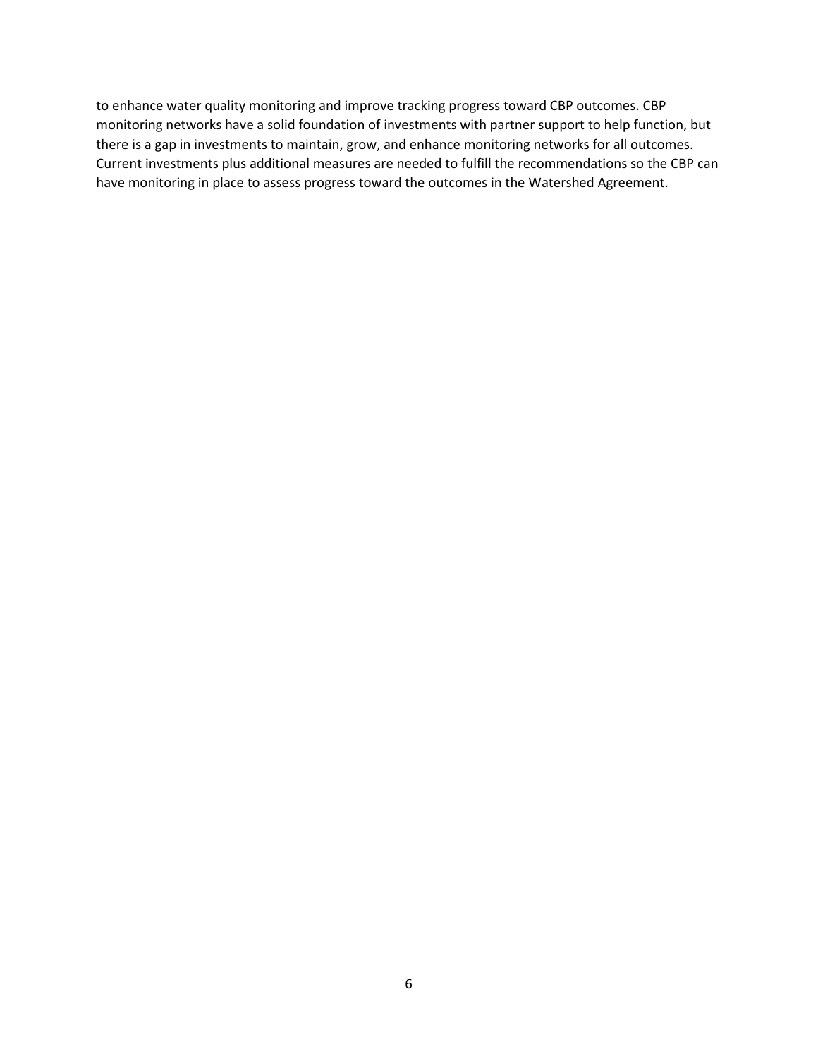to enhance water quality monitoring and improve tracking progress toward CBP outcomes. CBP monitoring networks have a solid foundation of investments with partner support to help function, but there is a gap in investments to maintain, grow, and enhance monitoring networks for all outcomes. Current investments plus additional measures are needed to fulfill the recommendations so the CBP can have monitoring in place to assess progress toward the outcomes in the Watershed Agreement.